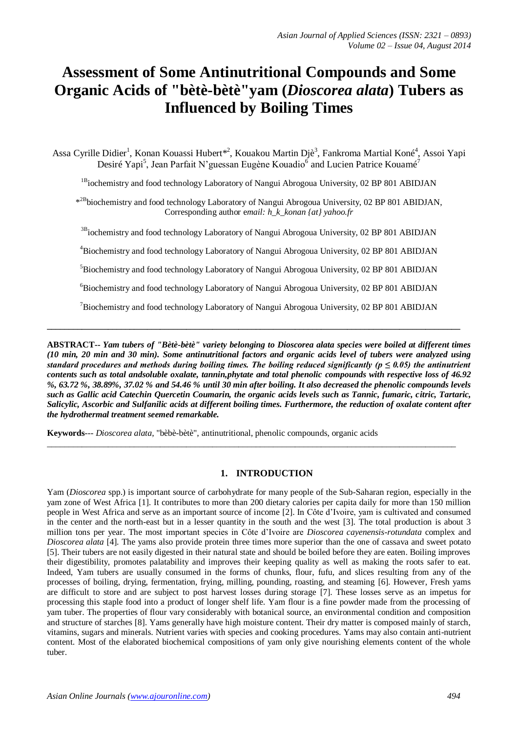# Assessment of Some Antinutritional Compounds and Some Organic Acids of "bètè-bètè"yam (*Dioscorea alata*) Tubers as Influenced by Boiling Times

Assa Cyrille Didier[1], Konan Kouassi Hubert*[2], Kouakou Martin Djè[3], Fankroma Martial Koné[4], Assoi Yapi Desiré Yapi[5], Jean Parfait N'guessan Eugène Kouadio[6] and Lucien Patrice Kouamé[7]

[1B]iochemistry and food technology Laboratory of Nangui Abrogoua University, 02 BP 801 ABIDJAN

*[2B]biochemistry and food technology Laboratory of Nangui Abrogoua University, 02 BP 801 ABIDJAN, Corresponding author e*mail: h_k_konan {at} yahoo.fr*

[3B]iochemistry and food technology Laboratory of Nangui Abrogoua University, 02 BP 801 ABIDJAN

[4]Biochemistry and food technology Laboratory of Nangui Abrogoua University, 02 BP 801 ABIDJAN

[5]Biochemistry and food technology Laboratory of Nangui Abrogoua University, 02 BP 801 ABIDJAN

[6]Biochemistry and food technology Laboratory of Nangui Abrogoua University, 02 BP 801 ABIDJAN

[7]Biochemistry and food technology Laboratory of Nangui Abrogoua University, 02 BP 801 ABIDJAN

---

**ABSTRACT--** ***Yam tubers of "Bètè-bètè" variety belonging to Dioscorea alata species were boiled at different times (10 min, 20 min and 30 min). Some antinutritional factors and organic acids level of tubers were analyzed using standard procedures and methods during boiling times. The boiling reduced significantly ($p \leq 0.05$) the antinutrient contents such as total andsoluble oxalate, tannin,phytate and total phenolic compounds with respective loss of 46.92 %, 63.72 %, 38.89%, 37.02 % and 54.46 % until 30 min after boiling. It also decreased the phenolic compounds levels such as Gallic acid Catechin Quercetin Coumarin, the organic acids levels such as Tannic, fumaric, citric, Tartaric, Salicylic, Ascorbic and Sulfanilic acids at different boiling times. Furthermore, the reduction of oxalate content after the hydrothermal treatment seemed remarkable.***

**Keywords**--- *Dioscorea alata*, "bèbè-bètè", antinutritional, phenolic compounds, organic acids

---

## 1. INTRODUCTION

Yam (*Dioscorea* spp.) is important source of carbohydrate for many people of the Sub-Saharan region, especially in the yam zone of West Africa [1]. It contributes to more than 200 dietary calories per capita daily for more than 150 million people in West Africa and serve as an important source of income [2]. In Côte d'Ivoire, yam is cultivated and consumed in the center and the north-east but in a lesser quantity in the south and the west [3]. The total production is about 3 million tons per year. The most important species in Côte d'Ivoire are *Dioscorea cayenensis-rotundata* complex and *Dioscorea alata* [4]. The yams also provide protein three times more superior than the one of cassava and sweet potato [5]. Their tubers are not easily digested in their natural state and should be boiled before they are eaten. Boiling improves their digestibility, promotes palatability and improves their keeping quality as well as making the roots safer to eat. Indeed, Yam tubers are usually consumed in the forms of chunks, flour, fufu, and slices resulting from any of the processes of boiling, drying, fermentation, frying, milling, pounding, roasting, and steaming [6]. However, Fresh yams are difficult to store and are subject to post harvest losses during storage [7]. These losses serve as an impetus for processing this staple food into a product of longer shelf life. Yam flour is a fine powder made from the processing of yam tuber. The properties of flour vary considerably with botanical source, an environmental condition and composition and structure of starches [8]. Yams generally have high moisture content. Their dry matter is composed mainly of starch, vitamins, sugars and minerals. Nutrient varies with species and cooking procedures. Yams may also contain anti-nutrient content. Most of the elaborated biochemical compositions of yam only give nourishing elements content of the whole tuber.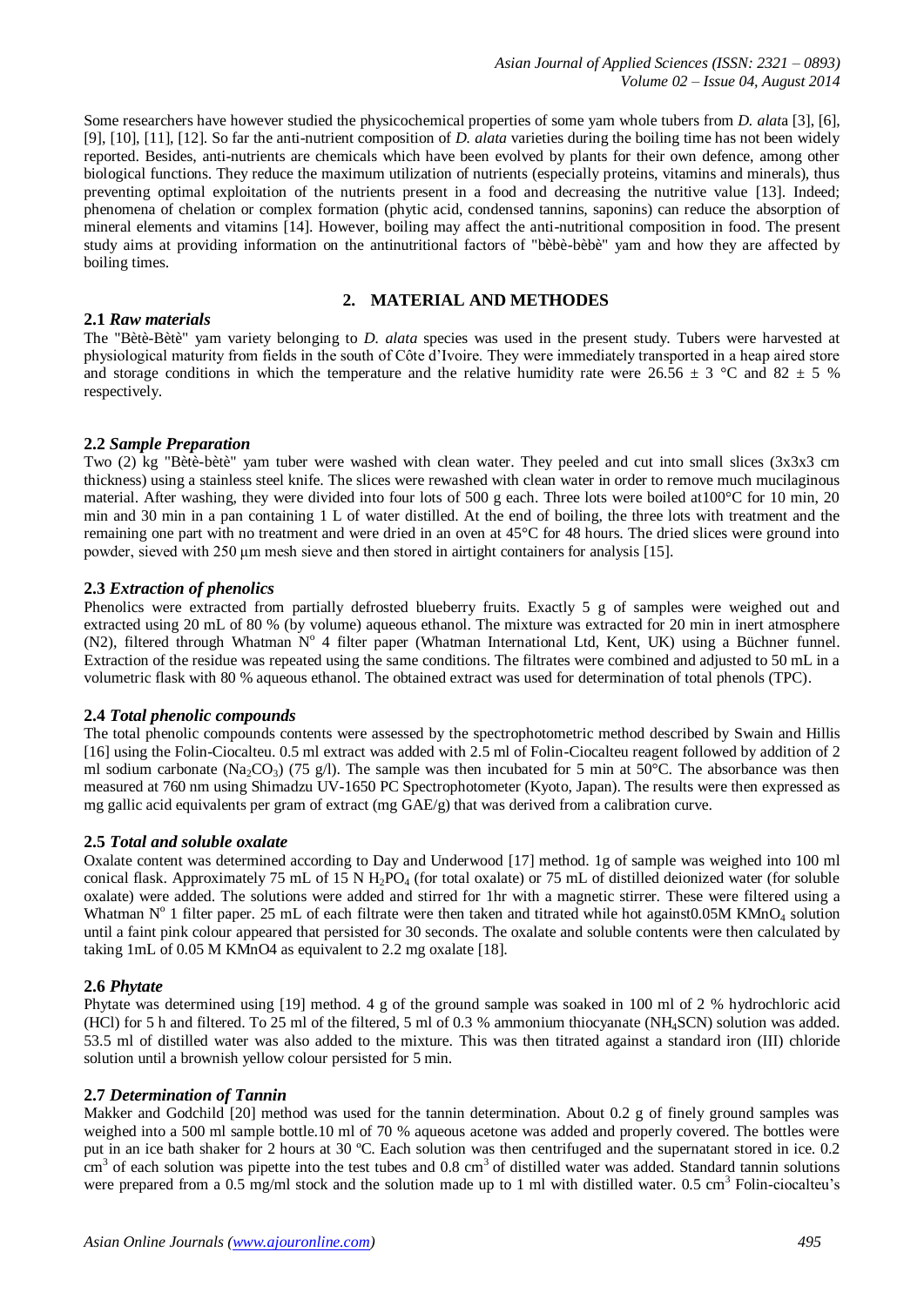Some researchers have however studied the physicochemical properties of some yam whole tubers from *D. alat*a [3], [6], [9], [10], [11], [12]. So far the anti-nutrient composition of *D. alata* varieties during the boiling time has not been widely reported. Besides, anti-nutrients are chemicals which have been evolved by plants for their own defence, among other biological functions. They reduce the maximum utilization of nutrients (especially proteins, vitamins and minerals), thus preventing optimal exploitation of the nutrients present in a food and decreasing the nutritive value [13]. Indeed; phenomena of chelation or complex formation (phytic acid, condensed tannins, saponins) can reduce the absorption of mineral elements and vitamins [14]. However, boiling may affect the anti-nutritional composition in food. The present study aims at providing information on the antinutritional factors of "bèbè-bèbè" yam and how they are affected by boiling times.

## 2. MATERIAL AND METHODES

### 2.1 *Raw materials*

The "Bètè-Bètè" yam variety belonging to *D. alata* species was used in the present study. Tubers were harvested at physiological maturity from fields in the south of Côte d'Ivoire. They were immediately transported in a heap aired store and storage conditions in which the temperature and the relative humidity rate were 26.56 ± 3 °C and 82 ± 5 % respectively.

### 2.2 *Sample Preparation*

Two (2) kg "Bètè-bètè" yam tuber were washed with clean water. They peeled and cut into small slices (3x3x3 cm thickness) using a stainless steel knife. The slices were rewashed with clean water in order to remove much mucilaginous material. After washing, they were divided into four lots of 500 g each. Three lots were boiled at100°C for 10 min, 20 min and 30 min in a pan containing 1 L of water distilled. At the end of boiling, the three lots with treatment and the remaining one part with no treatment and were dried in an oven at 45°C for 48 hours. The dried slices were ground into powder, sieved with 250 μm mesh sieve and then stored in airtight containers for analysis [15].

### 2.3 *Extraction of phenolics*

Phenolics were extracted from partially defrosted blueberry fruits. Exactly 5 g of samples were weighed out and extracted using 20 mL of 80 % (by volume) aqueous ethanol. The mixture was extracted for 20 min in inert atmosphere (N2), filtered through Whatman N° 4 filter paper (Whatman International Ltd, Kent, UK) using a Büchner funnel. Extraction of the residue was repeated using the same conditions. The filtrates were combined and adjusted to 50 mL in a volumetric flask with 80 % aqueous ethanol. The obtained extract was used for determination of total phenols (TPC).

### 2.4 *Total phenolic compounds*

The total phenolic compounds contents were assessed by the spectrophotometric method described by Swain and Hillis [16] using the Folin-Ciocalteu. 0.5 ml extract was added with 2.5 ml of Folin-Ciocalteu reagent followed by addition of 2 ml sodium carbonate ($Na_2CO_3$) (75 g/l). The sample was then incubated for 5 min at 50°C. The absorbance was then measured at 760 nm using Shimadzu UV-1650 PC Spectrophotometer (Kyoto, Japan). The results were then expressed as mg gallic acid equivalents per gram of extract (mg GAE/g) that was derived from a calibration curve.

### 2.5 *Total and soluble oxalate*

Oxalate content was determined according to Day and Underwood [17] method. 1g of sample was weighed into 100 ml conical flask. Approximately 75 mL of 15 N $H_2PO_4$ (for total oxalate) or 75 mL of distilled deionized water (for soluble oxalate) were added. The solutions were added and stirred for 1hr with a magnetic stirrer. These were filtered using a Whatman N° 1 filter paper. 25 mL of each filtrate were then taken and titrated while hot against0.05M $KMnO_4$ solution until a faint pink colour appeared that persisted for 30 seconds. The oxalate and soluble contents were then calculated by taking 1mL of 0.05 M KMnO4 as equivalent to 2.2 mg oxalate [18].

### 2.6 *Phytate*

Phytate was determined using [19] method. 4 g of the ground sample was soaked in 100 ml of 2 % hydrochloric acid (HCl) for 5 h and filtered. To 25 ml of the filtered, 5 ml of 0.3 % ammonium thiocyanate ($NH_4SCN$) solution was added. 53.5 ml of distilled water was also added to the mixture. This was then titrated against a standard iron (III) chloride solution until a brownish yellow colour persisted for 5 min.

### 2.7 *Determination of Tannin*

Makker and Godchild [20] method was used for the tannin determination. About 0.2 g of finely ground samples was weighed into a 500 ml sample bottle.10 ml of 70 % aqueous acetone was added and properly covered. The bottles were put in an ice bath shaker for 2 hours at 30 ºC. Each solution was then centrifuged and the supernatant stored in ice. 0.2 $cm^3$ of each solution was pipette into the test tubes and 0.8 $cm^3$ of distilled water was added. Standard tannin solutions were prepared from a 0.5 mg/ml stock and the solution made up to 1 ml with distilled water. 0.5 $cm^3$ Folin-ciocalteu's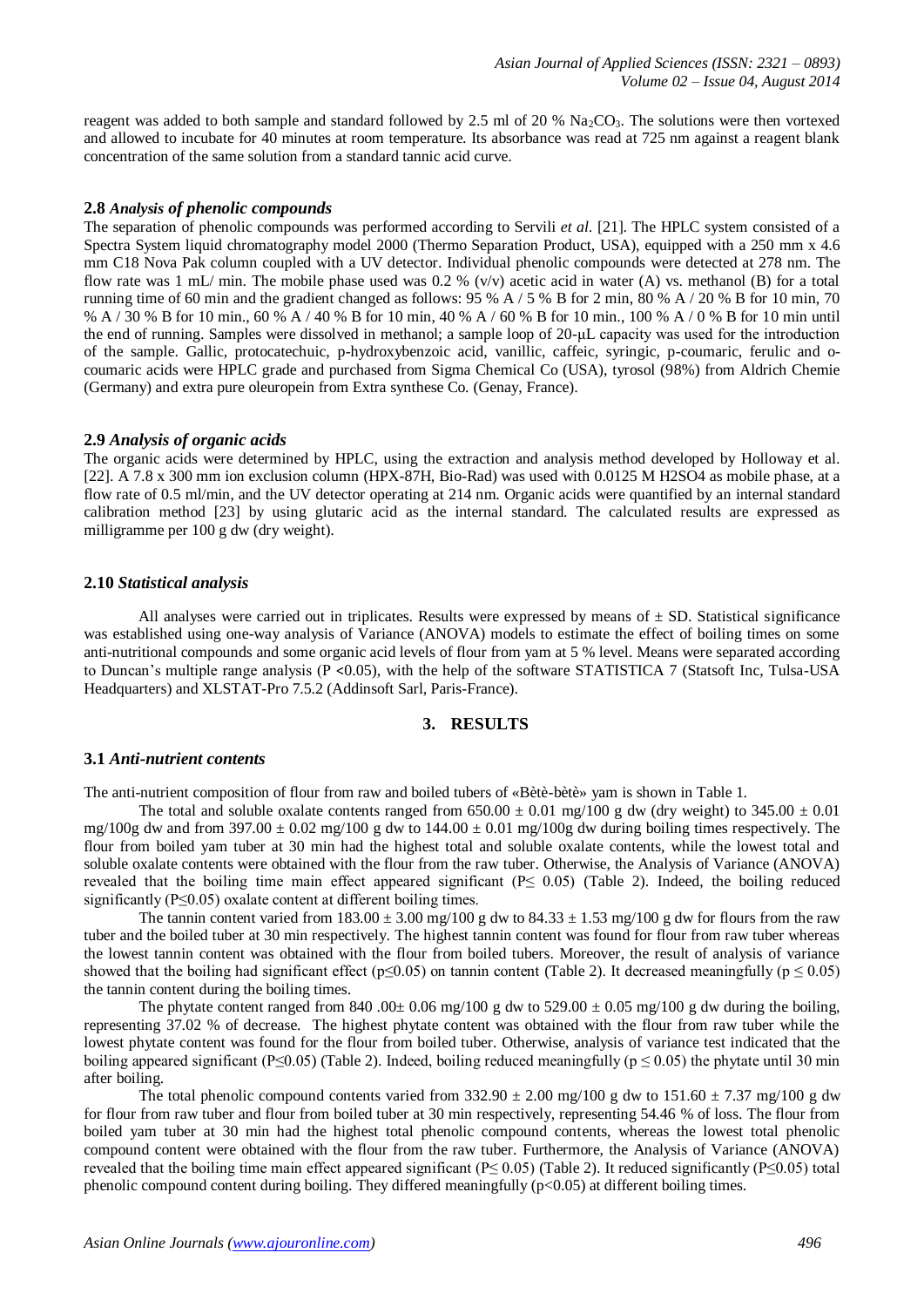reagent was added to both sample and standard followed by 2.5 ml of 20 % $Na_2CO_3$. The solutions were then vortexed and allowed to incubate for 40 minutes at room temperature. Its absorbance was read at 725 nm against a reagent blank concentration of the same solution from a standard tannic acid curve.

### 2.8 *Analysis of phenolic compounds*

The separation of phenolic compounds was performed according to Servili *et al.* [21]. The HPLC system consisted of a Spectra System liquid chromatography model 2000 (Thermo Separation Product, USA), equipped with a 250 mm x 4.6 mm C18 Nova Pak column coupled with a UV detector. Individual phenolic compounds were detected at 278 nm. The flow rate was 1 mL/ min. The mobile phase used was 0.2 % (v/v) acetic acid in water (A) vs. methanol (B) for a total running time of 60 min and the gradient changed as follows: 95 % A / 5 % B for 2 min, 80 % A / 20 % B for 10 min, 70 % A / 30 % B for 10 min., 60 % A / 40 % B for 10 min, 40 % A / 60 % B for 10 min., 100 % A / 0 % B for 10 min until the end of running. Samples were dissolved in methanol; a sample loop of 20-μL capacity was used for the introduction of the sample. Gallic, protocatechuic, p-hydroxybenzoic acid, vanillic, caffeic, syringic, p-coumaric, ferulic and o-coumaric acids were HPLC grade and purchased from Sigma Chemical Co (USA), tyrosol (98%) from Aldrich Chemie (Germany) and extra pure oleuropein from Extra synthese Co. (Genay, France).

### 2.9 *Analysis of organic acids*

The organic acids were determined by HPLC, using the extraction and analysis method developed by Holloway et al. [22]. A 7.8 x 300 mm ion exclusion column (HPX-87H, Bio-Rad) was used with 0.0125 M $H_2SO_4$ as mobile phase, at a flow rate of 0.5 ml/min, and the UV detector operating at 214 nm. Organic acids were quantified by an internal standard calibration method [23] by using glutaric acid as the internal standard. The calculated results are expressed as milligramme per 100 g dw (dry weight).

### 2.10 *Statistical analysis*

All analyses were carried out in triplicates. Results were expressed by means of ± SD. Statistical significance was established using one-way analysis of Variance (ANOVA) models to estimate the effect of boiling times on some anti-nutritional compounds and some organic acid levels of flour from yam at 5 % level. Means were separated according to Duncan's multiple range analysis ($P < 0.05$), with the help of the software STATISTICA 7 (Statsoft Inc, Tulsa-USA Headquarters) and XLSTAT-Pro 7.5.2 (Addinsoft Sarl, Paris-France).

## 3. RESULTS

### 3.1 *Anti-nutrient contents*

The anti-nutrient composition of flour from raw and boiled tubers of «Bètè-bètè» yam is shown in Table 1.

The total and soluble oxalate contents ranged from 650.00 ± 0.01 mg/100 g dw (dry weight) to 345.00 ± 0.01 mg/100g dw and from 397.00 ± 0.02 mg/100 g dw to 144.00 ± 0.01 mg/100g dw during boiling times respectively. The flour from boiled yam tuber at 30 min had the highest total and soluble oxalate contents, while the lowest total and soluble oxalate contents were obtained with the flour from the raw tuber. Otherwise, the Analysis of Variance (ANOVA) revealed that the boiling time main effect appeared significant ($P \leq 0.05$) (Table 2). Indeed, the boiling reduced significantly ($P \leq 0.05$) oxalate content at different boiling times.

The tannin content varied from 183.00 ± 3.00 mg/100 g dw to 84.33 ± 1.53 mg/100 g dw for flours from the raw tuber and the boiled tuber at 30 min respectively. The highest tannin content was found for flour from raw tuber whereas the lowest tannin content was obtained with the flour from boiled tubers. Moreover, the result of analysis of variance showed that the boiling had significant effect ($p \leq 0.05$) on tannin content (Table 2). It decreased meaningfully ($p \leq 0.05$) the tannin content during the boiling times.

The phytate content ranged from 840 .00± 0.06 mg/100 g dw to 529.00 ± 0.05 mg/100 g dw during the boiling, representing 37.02 % of decrease. The highest phytate content was obtained with the flour from raw tuber while the lowest phytate content was found for the flour from boiled tuber. Otherwise, analysis of variance test indicated that the boiling appeared significant ($P \leq 0.05$) (Table 2). Indeed, boiling reduced meaningfully ($p \leq 0.05$) the phytate until 30 min after boiling.

The total phenolic compound contents varied from 332.90 ± 2.00 mg/100 g dw to 151.60 ± 7.37 mg/100 g dw for flour from raw tuber and flour from boiled tuber at 30 min respectively, representing 54.46 % of loss. The flour from boiled yam tuber at 30 min had the highest total phenolic compound contents, whereas the lowest total phenolic compound content were obtained with the flour from the raw tuber. Furthermore, the Analysis of Variance (ANOVA) revealed that the boiling time main effect appeared significant ($P \leq 0.05$) (Table 2). It reduced significantly ($P \leq 0.05$) total phenolic compound content during boiling. They differed meaningfully ($p < 0.05$) at different boiling times.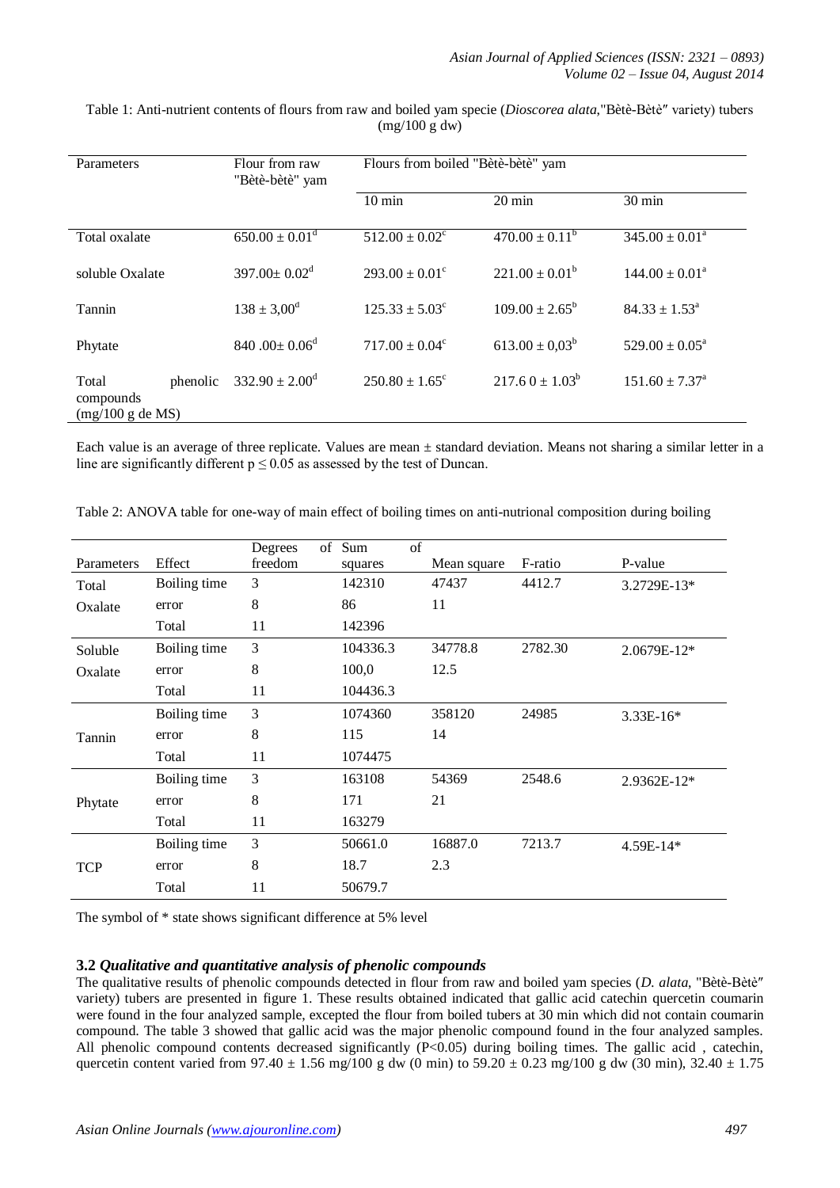Table 1: Anti-nutrient contents of flours from raw and boiled yam specie (*Dioscorea alata*,"Bètè-Bètè" variety) tubers (mg/100 g dw)

| Parameters | Flour from raw "Bètè-bètè" yam | Flours from boiled "Bètè-bètè" yam | | |
|---|---|---|---|---|
| | | 10 min | 20 min | 30 min |
| Total oxalate | $650.00 \pm 0.01^{d}$ | $512.00 \pm 0.02^{c}$ | $470.00 \pm 0.11^{b}$ | $345.00 \pm 0.01^{a}$ |
| soluble Oxalate | $397.00 \pm 0.02^{d}$ | $293.00 \pm 0.01^{c}$ | $221.00 \pm 0.01^{b}$ | $144.00 \pm 0.01^{a}$ |
| Tannin | $138 \pm 3,00^{d}$ | $125.33 \pm 5.03^{c}$ | $109.00 \pm 2.65^{b}$ | $84.33 \pm 1.53^{a}$ |
| Phytate | $840 .00 \pm 0.06^{d}$ | $717.00 \pm 0.04^{c}$ | $613.00 \pm 0,03^{b}$ | $529.00 \pm 0.05^{a}$ |
| Total phenolic compounds (mg/100 g de MS) | $332.90 \pm 2.00^{d}$ | $250.80 \pm 1.65^{c}$ | $217.6 0 \pm 1.03^{b}$ | $151.60 \pm 7.37^{a}$ |

Each value is an average of three replicate. Values are mean ± standard deviation. Means not sharing a similar letter in a line are significantly different $p \leq 0.05$ as assessed by the test of Duncan.

Table 2: ANOVA table for one-way of main effect of boiling times on anti-nutrional composition during boiling

| Parameters | Effect | Degrees of freedom | Sum of squares | Mean square | F-ratio | P-value |
|---|---|---|---|---|---|---|
| Total Oxalate | Boiling time | 3 | 142310 | 47437 | 4412.7 | 3.2729E-13* |
| | error | 8 | 86 | 11 | | |
| | Total | 11 | 142396 | | | |
| Soluble Oxalate | Boiling time | 3 | 104336.3 | 34778.8 | 2782.30 | 2.0679E-12* |
| | error | 8 | 100,0 | 12.5 | | |
| | Total | 11 | 104436.3 | | | |
| Tannin | Boiling time | 3 | 1074360 | 358120 | 24985 | 3.33E-16* |
| | error | 8 | 115 | 14 | | |
| | Total | 11 | 1074475 | | | |
| Phytate | Boiling time | 3 | 163108 | 54369 | 2548.6 | 2.9362E-12* |
| | error | 8 | 171 | 21 | | |
| | Total | 11 | 163279 | | | |
| TCP | Boiling time | 3 | 50661.0 | 16887.0 | 7213.7 | 4.59E-14* |
| | error | 8 | 18.7 | 2.3 | | |
| | Total | 11 | 50679.7 | | | |

The symbol of * state shows significant difference at 5% level

### 3.2 *Qualitative and quantitative analysis of phenolic compounds*

The qualitative results of phenolic compounds detected in flour from raw and boiled yam species (*D. alata*, "Bètè-Bètè" variety) tubers are presented in figure 1. These results obtained indicated that gallic acid catechin quercetin coumarin were found in the four analyzed sample, excepted the flour from boiled tubers at 30 min which did not contain coumarin compound. The table 3 showed that gallic acid was the major phenolic compound found in the four analyzed samples. All phenolic compound contents decreased significantly ($P<0.05$) during boiling times. The gallic acid , catechin, quercetin content varied from 97.40 ± 1.56 mg/100 g dw (0 min) to 59.20 ± 0.23 mg/100 g dw (30 min), 32.40 ± 1.75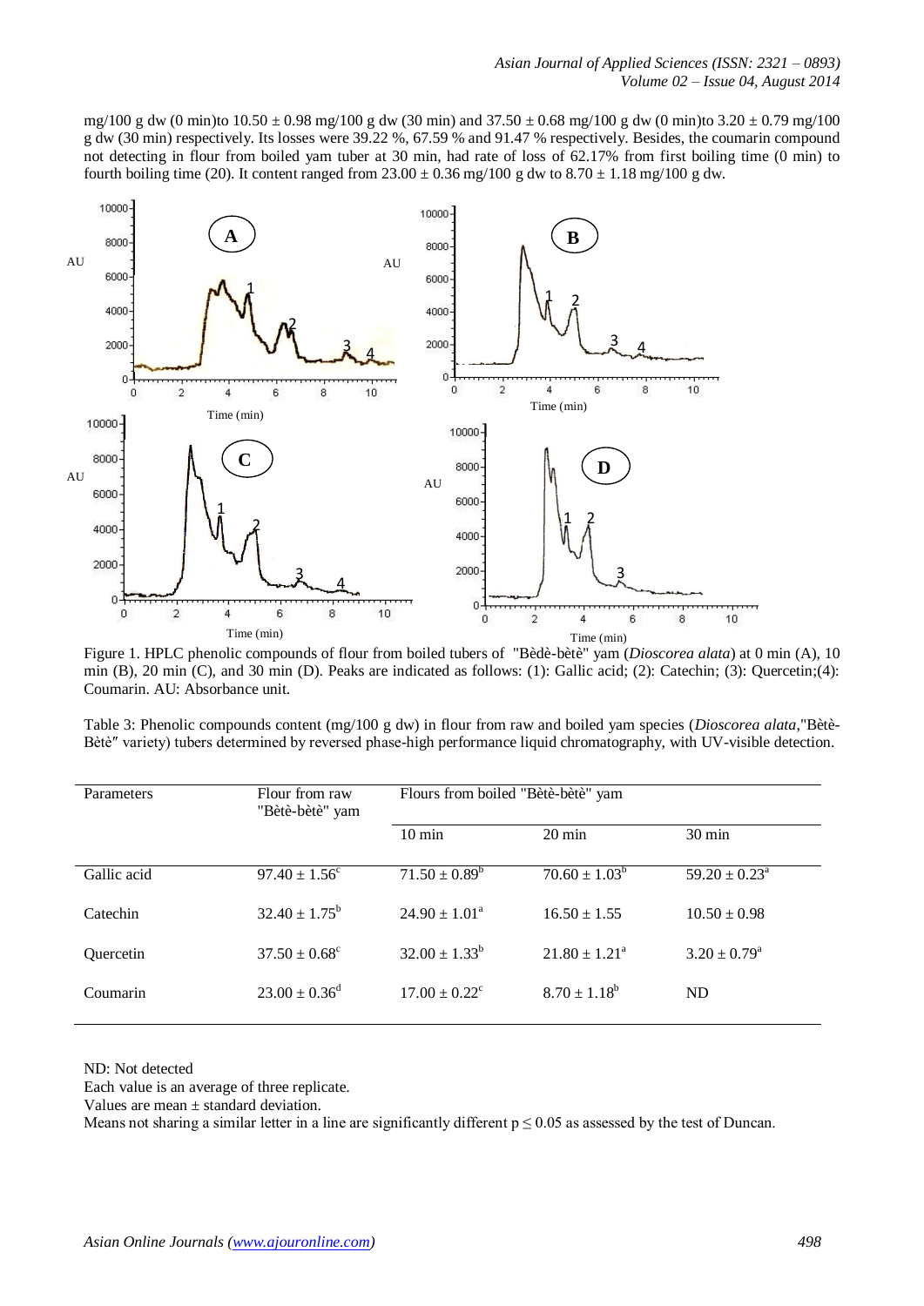mg/100 g dw (0 min)to 10.50 ± 0.98 mg/100 g dw (30 min) and 37.50 ± 0.68 mg/100 g dw (0 min)to 3.20 ± 0.79 mg/100 g dw (30 min) respectively. Its losses were 39.22 %, 67.59 % and 91.47 % respectively. Besides, the coumarin compound not detecting in flour from boiled yam tuber at 30 min, had rate of loss of 62.17% from first boiling time (0 min) to fourth boiling time (20). It content ranged from 23.00 ± 0.36 mg/100 g dw to 8.70 ± 1.18 mg/100 g dw.

Figure 1. HPLC phenolic compounds of flour from boiled tubers of "Bèdè-bètè" yam (*Dioscorea alata*) at 0 min (A), 10 min (B), 20 min (C), and 30 min (D). Peaks are indicated as follows: (1): Gallic acid; (2): Catechin; (3): Quercetin;(4): Coumarin. AU: Absorbance unit.

Table 3: Phenolic compounds content (mg/100 g dw) in flour from raw and boiled yam species (*Dioscorea alata*,"Bètè-Bètè" variety) tubers determined by reversed phase-high performance liquid chromatography, with UV-visible detection.

| Parameters | Flour from raw "Bètè-bètè" yam | Flours from boiled "Bètè-bètè" yam | | |
|---|---|---|---|---|
| | | 10 min | 20 min | 30 min |
| Gallic acid | $97.40 \pm 1.56^c$ | $71.50 \pm 0.89^b$ | $70.60 \pm 1.03^b$ | $59.20 \pm 0.23^a$ |
| Catechin | $32.40 \pm 1.75^b$ | $24.90 \pm 1.01^a$ | $16.50 \pm 1.55$ | $10.50 \pm 0.98$ |
| Quercetin | $37.50 \pm 0.68^c$ | $32.00 \pm 1.33^b$ | $21.80 \pm 1.21^a$ | $3.20 \pm 0.79^a$ |
| Coumarin | $23.00 \pm 0.36^d$ | $17.00 \pm 0.22^c$ | $8.70 \pm 1.18^b$ | ND |

ND: Not detected

Each value is an average of three replicate.

Values are mean ± standard deviation.

Means not sharing a similar letter in a line are significantly different $p \leq 0.05$ as assessed by the test of Duncan.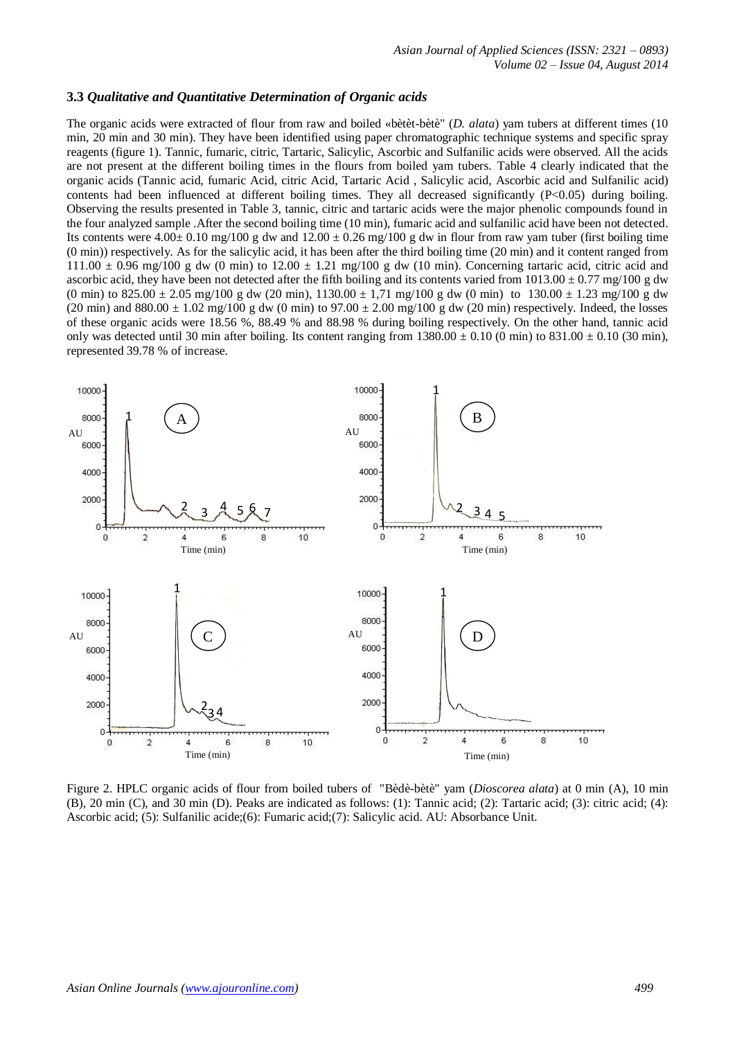### 3.3 *Qualitative and Quantitative Determination of Organic acids*

The organic acids were extracted of flour from raw and boiled «bètèt-bètè" (*D. alata*) yam tubers at different times (10 min, 20 min and 30 min). They have been identified using paper chromatographic technique systems and specific spray reagents (figure 1). Tannic, fumaric, citric, Tartaric, Salicylic, Ascorbic and Sulfanilic acids were observed. All the acids are not present at the different boiling times in the flours from boiled yam tubers. Table 4 clearly indicated that the organic acids (Tannic acid, fumaric Acid, citric Acid, Tartaric Acid , Salicylic acid, Ascorbic acid and Sulfanilic acid) contents had been influenced at different boiling times. They all decreased significantly ($P<0.05$) during boiling. Observing the results presented in Table 3, tannic, citric and tartaric acids were the major phenolic compounds found in the four analyzed sample .After the second boiling time (10 min), fumaric acid and sulfanilic acid have been not detected. Its contents were $4.00\pm 0.10$ mg/100 g dw and $12.00 \pm 0.26$ mg/100 g dw in flour from raw yam tuber (first boiling time (0 min)) respectively. As for the salicylic acid, it has been after the third boiling time (20 min) and it content ranged from $111.00 \pm 0.96$ mg/100 g dw (0 min) to $12.00 \pm 1.21$ mg/100 g dw (10 min). Concerning tartaric acid, citric acid and ascorbic acid, they have been not detected after the fifth boiling and its contents varied from $1013.00 \pm 0.77$ mg/100 g dw (0 min) to $825.00 \pm 2.05$ mg/100 g dw (20 min), $1130.00 \pm 1{,}71$ mg/100 g dw (0 min) to $130.00 \pm 1.23$ mg/100 g dw (20 min) and $880.00 \pm 1.02$ mg/100 g dw (0 min) to $97.00 \pm 2.00$ mg/100 g dw (20 min) respectively. Indeed, the losses of these organic acids were 18.56 %, 88.49 % and 88.98 % during boiling respectively. On the other hand, tannic acid only was detected until 30 min after boiling. Its content ranging from $1380.00 \pm 0.10$ (0 min) to $831.00 \pm 0.10$ (30 min), represented 39.78 % of increase.

Figure 2. HPLC organic acids of flour from boiled tubers of "Bèdè-bètè" yam (*Dioscorea alata*) at 0 min (A), 10 min (B), 20 min (C), and 30 min (D). Peaks are indicated as follows: (1): Tannic acid; (2): Tartaric acid; (3): citric acid; (4): Ascorbic acid; (5): Sulfanilic acide;(6): Fumaric acid;(7): Salicylic acid. AU: Absorbance Unit.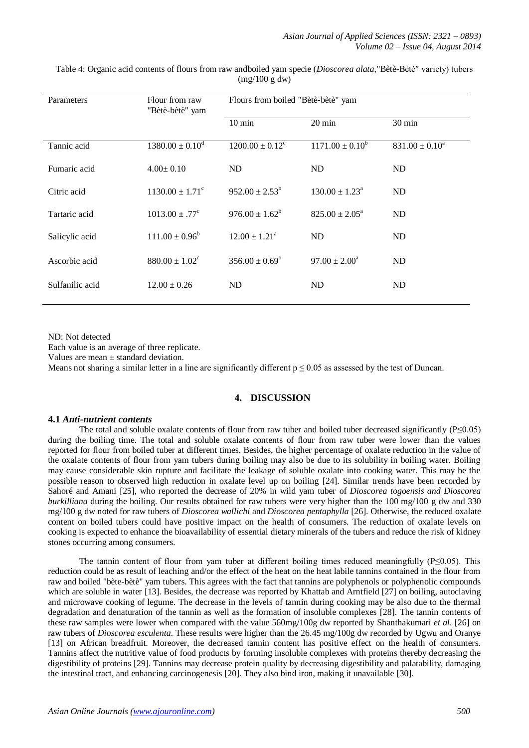Table 4: Organic acid contents of flours from raw andboiled yam specie (*Dioscorea alata*,"Bètè-Bètè" variety) tubers (mg/100 g dw)

| Parameters | Flour from raw "Bètè-bètè" yam | Flours from boiled "Bètè-bètè" yam | | |
|---|---|---|---|---|
| | | 10 min | 20 min | 30 min |
| Tannic acid | $1380.00 \pm 0.10^{d}$ | $1200.00 \pm 0.12^{c}$ | $1171.00 \pm 0.10^{b}$ | $831.00 \pm 0.10^{a}$ |
| Fumaric acid | $4.00 \pm 0.10$ | ND | ND | ND |
| Citric acid | $1130.00 \pm 1.71^{c}$ | $952.00 \pm 2.53^{b}$ | $130.00 \pm 1.23^{a}$ | ND |
| Tartaric acid | $1013.00 \pm .77^{c}$ | $976.00 \pm 1.62^{b}$ | $825.00 \pm 2.05^{a}$ | ND |
| Salicylic acid | $111.00 \pm 0.96^{b}$ | $12.00 \pm 1.21^{a}$ | ND | ND |
| Ascorbic acid | $880.00 \pm 1.02^{c}$ | $356.00 \pm 0.69^{b}$ | $97.00 \pm 2.00^{a}$ | ND |
| Sulfanilic acid | $12.00 \pm 0.26$ | ND | ND | ND |

ND: Not detected

Each value is an average of three replicate.

Values are mean ± standard deviation.

Means not sharing a similar letter in a line are significantly different $p \leq 0.05$ as assessed by the test of Duncan.

## 4. DISCUSSION

### 4.1 *Anti-nutrient contents*

The total and soluble oxalate contents of flour from raw tuber and boiled tuber decreased significantly ($P \leq 0.05$) during the boiling time. The total and soluble oxalate contents of flour from raw tuber were lower than the values reported for flour from boiled tuber at different times. Besides, the higher percentage of oxalate reduction in the value of the oxalate contents of flour from yam tubers during boiling may also be due to its solubility in boiling water. Boiling may cause considerable skin rupture and facilitate the leakage of soluble oxalate into cooking water. This may be the possible reason to observed high reduction in oxalate level up on boiling [24]. Similar trends have been recorded by Sahoré and Amani [25], who reported the decrease of 20% in wild yam tuber of *Dioscorea togoensis and Dioscorea burkilliana* during the boiling. Our results obtained for raw tubers were very higher than the 100 mg/100 g dw and 330 mg/100 g dw noted for raw tubers of *Dioscorea wallichi* and *Dioscorea pentaphylla* [26]. Otherwise, the reduced oxalate content on boiled tubers could have positive impact on the health of consumers. The reduction of oxalate levels on cooking is expected to enhance the bioavailability of essential dietary minerals of the tubers and reduce the risk of kidney stones occurring among consumers.

The tannin content of flour from yam tuber at different boiling times reduced meaningfully ($P \leq 0.05$). This reduction could be as result of leaching and/or the effect of the heat on the heat labile tannins contained in the flour from raw and boiled "bète-bètè" yam tubers. This agrees with the fact that tannins are polyphenols or polyphenolic compounds which are soluble in water [13]. Besides, the decrease was reported by Khattab and Arntfield [27] on boiling, autoclaving and microwave cooking of legume. The decrease in the levels of tannin during cooking may be also due to the thermal degradation and denaturation of the tannin as well as the formation of insoluble complexes [28]. The tannin contents of these raw samples were lower when compared with the value 560mg/100g dw reported by Shanthakumari *et al*. [26] on raw tubers of *Dioscorea esculenta*. These results were higher than the 26.45 mg/100g dw recorded by Ugwu and Oranye [13] on African breadfruit. Moreover, the decreased tannin content has positive effect on the health of consumers. Tannins affect the nutritive value of food products by forming insoluble complexes with proteins thereby decreasing the digestibility of proteins [29]. Tannins may decrease protein quality by decreasing digestibility and palatability, damaging the intestinal tract, and enhancing carcinogenesis [20]. They also bind iron, making it unavailable [30].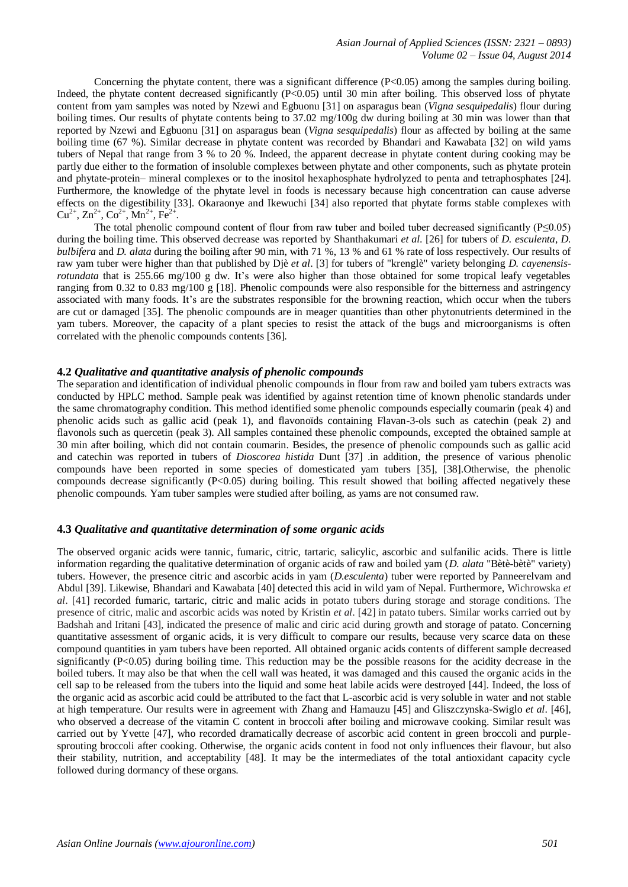Concerning the phytate content, there was a significant difference (P<0.05) among the samples during boiling. Indeed, the phytate content decreased significantly (P<0.05) until 30 min after boiling. This observed loss of phytate content from yam samples was noted by Nzewi and Egbuonu [31] on asparagus bean (*Vigna sesquipedalis*) flour during boiling times. Our results of phytate contents being to 37.02 mg/100g dw during boiling at 30 min was lower than that reported by Nzewi and Egbuonu [31] on asparagus bean (*Vigna sesquipedalis*) flour as affected by boiling at the same boiling time (67 %). Similar decrease in phytate content was recorded by Bhandari and Kawabata [32] on wild yams tubers of Nepal that range from 3 % to 20 %. Indeed, the apparent decrease in phytate content during cooking may be partly due either to the formation of insoluble complexes between phytate and other components, such as phytate protein and phytate-protein– mineral complexes or to the inositol hexaphosphate hydrolyzed to penta and tetraphosphates [24]. Furthermore, the knowledge of the phytate level in foods is necessary because high concentration can cause adverse effects on the digestibility [33]. Okaraonye and Ikewuchi [34] also reported that phytate forms stable complexes with $Cu^{2+}$, $Zn^{2+}$, $Co^{2+}$, $Mn^{2+}$, $Fe^{2+}$.

The total phenolic compound content of flour from raw tuber and boiled tuber decreased significantly (P≤0.05) during the boiling time. This observed decrease was reported by Shanthakumari *et al.* [26] for tubers of *D. esculenta*, *D. bulbifera* and *D. alata* during the boiling after 90 min, with 71 %, 13 % and 61 % rate of loss respectively. Our results of raw yam tuber were higher than that published by Djè *et al*. [3] for tubers of "krenglè" variety belonging *D. cayenensis-rotundata* that is 255.66 mg/100 g dw. It's were also higher than those obtained for some tropical leafy vegetables ranging from 0.32 to 0.83 mg/100 g [18]. Phenolic compounds were also responsible for the bitterness and astringency associated with many foods. It's are the substrates responsible for the browning reaction, which occur when the tubers are cut or damaged [35]. The phenolic compounds are in meager quantities than other phytonutrients determined in the yam tubers. Moreover, the capacity of a plant species to resist the attack of the bugs and microorganisms is often correlated with the phenolic compounds contents [36].

### 4.2 *Qualitative and quantitative analysis of phenolic compounds*

The separation and identification of individual phenolic compounds in flour from raw and boiled yam tubers extracts was conducted by HPLC method. Sample peak was identified by against retention time of known phenolic standards under the same chromatography condition. This method identified some phenolic compounds especially coumarin (peak 4) and phenolic acids such as gallic acid (peak 1), and flavonoïds containing Flavan-3-ols such as catechin (peak 2) and flavonols such as quercetin (peak 3). All samples contained these phenolic compounds, excepted the obtained sample at 30 min after boiling, which did not contain coumarin. Besides, the presence of phenolic compounds such as gallic acid and catechin was reported in tubers of *Dioscorea histida* Dunt [37] .in addition, the presence of various phenolic compounds have been reported in some species of domesticated yam tubers [35], [38].Otherwise, the phenolic compounds decrease significantly (P<0.05) during boiling. This result showed that boiling affected negatively these phenolic compounds. Yam tuber samples were studied after boiling, as yams are not consumed raw.

### 4.3 *Qualitative and quantitative determination of some organic acids*

The observed organic acids were tannic, fumaric, citric, tartaric, salicylic, ascorbic and sulfanilic acids. There is little information regarding the qualitative determination of organic acids of raw and boiled yam (*D. alata* "Bètè-bètè" variety) tubers. However, the presence citric and ascorbic acids in yam (*D.esculenta*) tuber were reported by Panneerelvam and Abdul [39]. Likewise, Bhandari and Kawabata [40] detected this acid in wild yam of Nepal. Furthermore, Wichrowska *et al*. [41] recorded fumaric, tartaric, citric and malic acids in potato tubers during storage and storage conditions. The presence of citric, malic and ascorbic acids was noted by Kristin *et al*. [42] in patato tubers. Similar works carried out by Badshah and Iritani [43], indicated the presence of malic and ciric acid during growth and storage of patato. Concerning quantitative assessment of organic acids, it is very difficult to compare our results, because very scarce data on these compound quantities in yam tubers have been reported. All obtained organic acids contents of different sample decreased significantly (P<0.05) during boiling time. This reduction may be the possible reasons for the acidity decrease in the boiled tubers. It may also be that when the cell wall was heated, it was damaged and this caused the organic acids in the cell sap to be released from the tubers into the liquid and some heat labile acids were destroyed [44]. Indeed, the loss of the organic acid as ascorbic acid could be attributed to the fact that L-ascorbic acid is very soluble in water and not stable at high temperature. Our results were in agreement with Zhang and Hamauzu [45] and Gliszczynska-Swiglo *et al*. [46], who observed a decrease of the vitamin C content in broccoli after boiling and microwave cooking. Similar result was carried out by Yvette [47], who recorded dramatically decrease of ascorbic acid content in green broccoli and purple-sprouting broccoli after cooking. Otherwise, the organic acids content in food not only influences their flavour, but also their stability, nutrition, and acceptability [48]. It may be the intermediates of the total antioxidant capacity cycle followed during dormancy of these organs.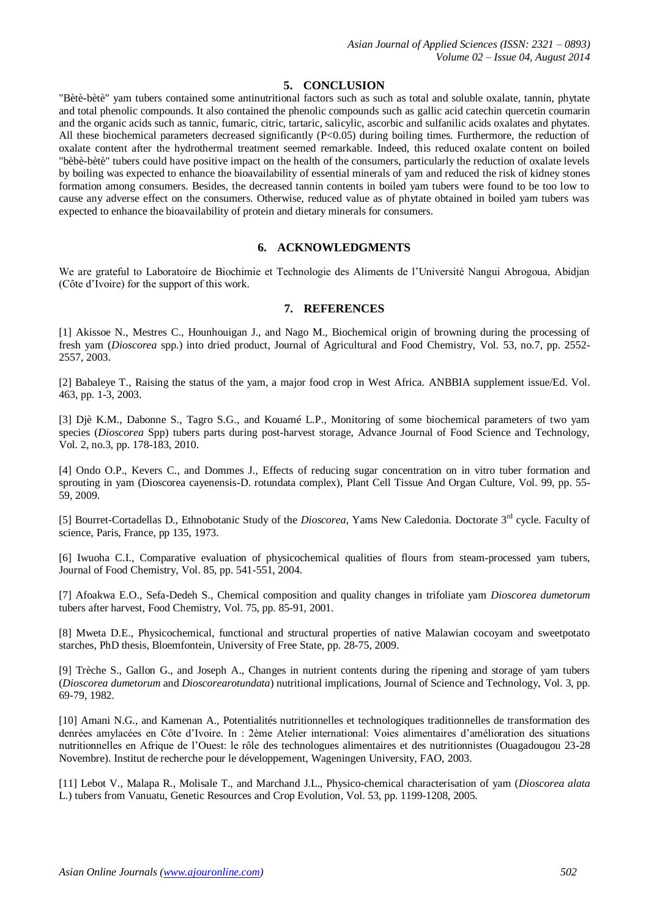## 5. CONCLUSION

"Bètè-bètè" yam tubers contained some antinutritional factors such as such as total and soluble oxalate, tannin, phytate and total phenolic compounds. It also contained the phenolic compounds such as gallic acid catechin quercetin coumarin and the organic acids such as tannic, fumaric, citric, tartaric, salicylic, ascorbic and sulfanilic acids oxalates and phytates. All these biochemical parameters decreased significantly ($P<0.05$) during boiling times. Furthermore, the reduction of oxalate content after the hydrothermal treatment seemed remarkable. Indeed, this reduced oxalate content on boiled "bèbè-bètè" tubers could have positive impact on the health of the consumers, particularly the reduction of oxalate levels by boiling was expected to enhance the bioavailability of essential minerals of yam and reduced the risk of kidney stones formation among consumers. Besides, the decreased tannin contents in boiled yam tubers were found to be too low to cause any adverse effect on the consumers. Otherwise, reduced value as of phytate obtained in boiled yam tubers was expected to enhance the bioavailability of protein and dietary minerals for consumers.

## 6. ACKNOWLEDGMENTS

We are grateful to Laboratoire de Biochimie et Technologie des Aliments de l'Université Nangui Abrogoua, Abidjan (Côte d'Ivoire) for the support of this work.

## 7. REFERENCES

[1] Akissoe N., Mestres C., Hounhouigan J., and Nago M., Biochemical origin of browning during the processing of fresh yam (*Dioscorea* spp.) into dried product, Journal of Agricultural and Food Chemistry, Vol. 53, no.7, pp. 2552-2557, 2003.

[2] Babaleye T., Raising the status of the yam, a major food crop in West Africa. ANBBIA supplement issue/Ed. Vol. 463, pp. 1-3, 2003.

[3] Djè K.M., Dabonne S., Tagro S.G., and Kouamé L.P., Monitoring of some biochemical parameters of two yam species (*Dioscorea* Spp) tubers parts during post-harvest storage, Advance Journal of Food Science and Technology, Vol. 2, no.3, pp. 178-183, 2010.

[4] Ondo O.P., Kevers C., and Dommes J., Effects of reducing sugar concentration on in vitro tuber formation and sprouting in yam (Dioscorea cayenensis-D. rotundata complex), Plant Cell Tissue And Organ Culture, Vol. 99, pp. 55-59, 2009.

[5] Bourret-Cortadellas D., Ethnobotanic Study of the *Dioscorea*, Yams New Caledonia. Doctorate 3rd cycle. Faculty of science, Paris, France, pp 135, 1973.

[6] Iwuoha C.I., Comparative evaluation of physicochemical qualities of flours from steam-processed yam tubers, Journal of Food Chemistry, Vol. 85, pp. 541-551, 2004.

[7] Afoakwa E.O., Sefa-Dedeh S., Chemical composition and quality changes in trifoliate yam *Dioscorea dumetorum* tubers after harvest, Food Chemistry, Vol. 75, pp. 85-91, 2001.

[8] Mweta D.E., Physicochemical, functional and structural properties of native Malawian cocoyam and sweetpotato starches, PhD thesis, Bloemfontein, University of Free State, pp. 28-75, 2009.

[9] Trèche S., Gallon G., and Joseph A., Changes in nutrient contents during the ripening and storage of yam tubers (*Dioscorea dumetorum* and *Dioscorearotundata*) nutritional implications, Journal of Science and Technology, Vol. 3, pp. 69-79, 1982.

[10] Amani N.G., and Kamenan A., Potentialités nutritionnelles et technologiques traditionnelles de transformation des denrées amylacées en Côte d'Ivoire. In : 2ème Atelier international: Voies alimentaires d'amélioration des situations nutritionnelles en Afrique de l'Ouest: le rôle des technologues alimentaires et des nutritionnistes (Ouagadougou 23-28 Novembre). Institut de recherche pour le développement, Wageningen University, FAO, 2003.

[11] Lebot V., Malapa R., Molisale T., and Marchand J.L., Physico-chemical characterisation of yam (*Dioscorea alata* L.) tubers from Vanuatu, Genetic Resources and Crop Evolution, Vol. 53, pp. 1199-1208, 2005.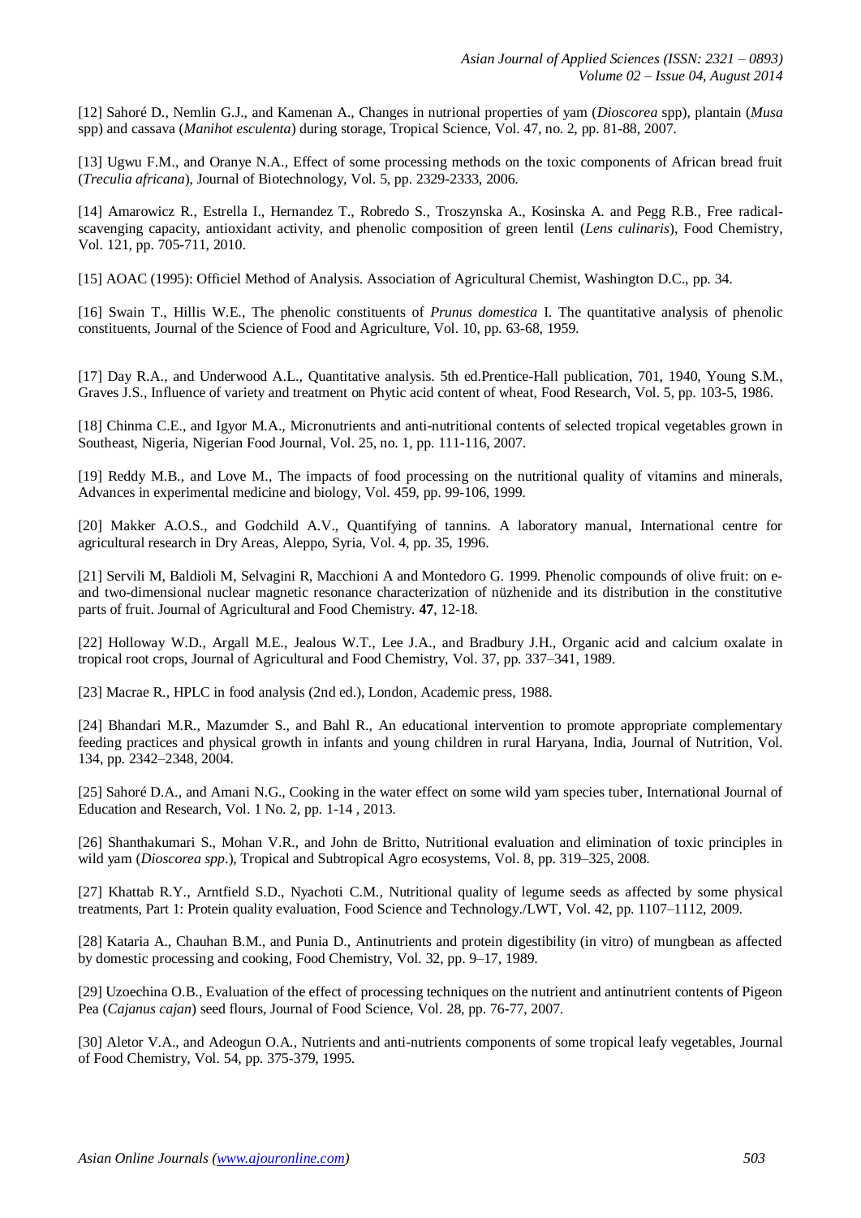[12] Sahoré D., Nemlin G.J., and Kamenan A., Changes in nutrional properties of yam (*Dioscorea* spp), plantain (*Musa* spp) and cassava (*Manihot esculenta*) during storage, Tropical Science, Vol. 47, no. 2, pp. 81-88, 2007.

[13] Ugwu F.M., and Oranye N.A., Effect of some processing methods on the toxic components of African bread fruit (*Treculia africana*), Journal of Biotechnology, Vol. 5, pp. 2329-2333, 2006.

[14] Amarowicz R., Estrella I., Hernandez T., Robredo S., Troszynska A., Kosinska A. and Pegg R.B., Free radical-scavenging capacity, antioxidant activity, and phenolic composition of green lentil (*Lens culinaris*), Food Chemistry, Vol. 121, pp. 705-711, 2010.

[15] AOAC (1995): Officiel Method of Analysis. Association of Agricultural Chemist, Washington D.C., pp. 34.

[16] Swain T., Hillis W.E., The phenolic constituents of *Prunus domestica* I. The quantitative analysis of phenolic constituents, Journal of the Science of Food and Agriculture, Vol. 10, pp. 63-68, 1959.

[17] Day R.A., and Underwood A.L., Quantitative analysis. 5th ed.Prentice-Hall publication, 701, 1940, Young S.M., Graves J.S., Influence of variety and treatment on Phytic acid content of wheat, Food Research, Vol. 5, pp. 103-5, 1986.

[18] Chinma C.E., and Igyor M.A., Micronutrients and anti-nutritional contents of selected tropical vegetables grown in Southeast, Nigeria, Nigerian Food Journal, Vol. 25, no. 1, pp. 111-116, 2007.

[19] Reddy M.B., and Love M., The impacts of food processing on the nutritional quality of vitamins and minerals, Advances in experimental medicine and biology, Vol. 459, pp. 99-106, 1999.

[20] Makker A.O.S., and Godchild A.V., Quantifying of tannins. A laboratory manual, International centre for agricultural research in Dry Areas, Aleppo, Syria, Vol. 4, pp. 35, 1996.

[21] Servili M, Baldioli M, Selvagini R, Macchioni A and Montedoro G. 1999. Phenolic compounds of olive fruit: on e-and two-dimensional nuclear magnetic resonance characterization of nüzhenide and its distribution in the constitutive parts of fruit. Journal of Agricultural and Food Chemistry. **47**, 12-18.

[22] Holloway W.D., Argall M.E., Jealous W.T., Lee J.A., and Bradbury J.H., Organic acid and calcium oxalate in tropical root crops, Journal of Agricultural and Food Chemistry, Vol. 37, pp. 337–341, 1989.

[23] Macrae R., HPLC in food analysis (2nd ed.), London, Academic press, 1988.

[24] Bhandari M.R., Mazumder S., and Bahl R., An educational intervention to promote appropriate complementary feeding practices and physical growth in infants and young children in rural Haryana, India, Journal of Nutrition, Vol. 134, pp. 2342–2348, 2004.

[25] Sahoré D.A., and Amani N.G., Cooking in the water effect on some wild yam species tuber, International Journal of Education and Research, Vol. 1 No. 2, pp. 1-14 , 2013.

[26] Shanthakumari S., Mohan V.R., and John de Britto, Nutritional evaluation and elimination of toxic principles in wild yam (*Dioscorea spp*.), Tropical and Subtropical Agro ecosystems, Vol. 8, pp. 319–325, 2008.

[27] Khattab R.Y., Arntfield S.D., Nyachoti C.M., Nutritional quality of legume seeds as affected by some physical treatments, Part 1: Protein quality evaluation, Food Science and Technology./LWT, Vol. 42, pp. 1107–1112, 2009.

[28] Kataria A., Chauhan B.M., and Punia D., Antinutrients and protein digestibility (in vitro) of mungbean as affected by domestic processing and cooking, Food Chemistry, Vol. 32, pp. 9–17, 1989.

[29] Uzoechina O.B., Evaluation of the effect of processing techniques on the nutrient and antinutrient contents of Pigeon Pea (*Cajanus cajan*) seed flours, Journal of Food Science, Vol. 28, pp. 76-77, 2007.

[30] Aletor V.A., and Adeogun O.A., Nutrients and anti-nutrients components of some tropical leafy vegetables, Journal of Food Chemistry, Vol. 54, pp. 375-379, 1995.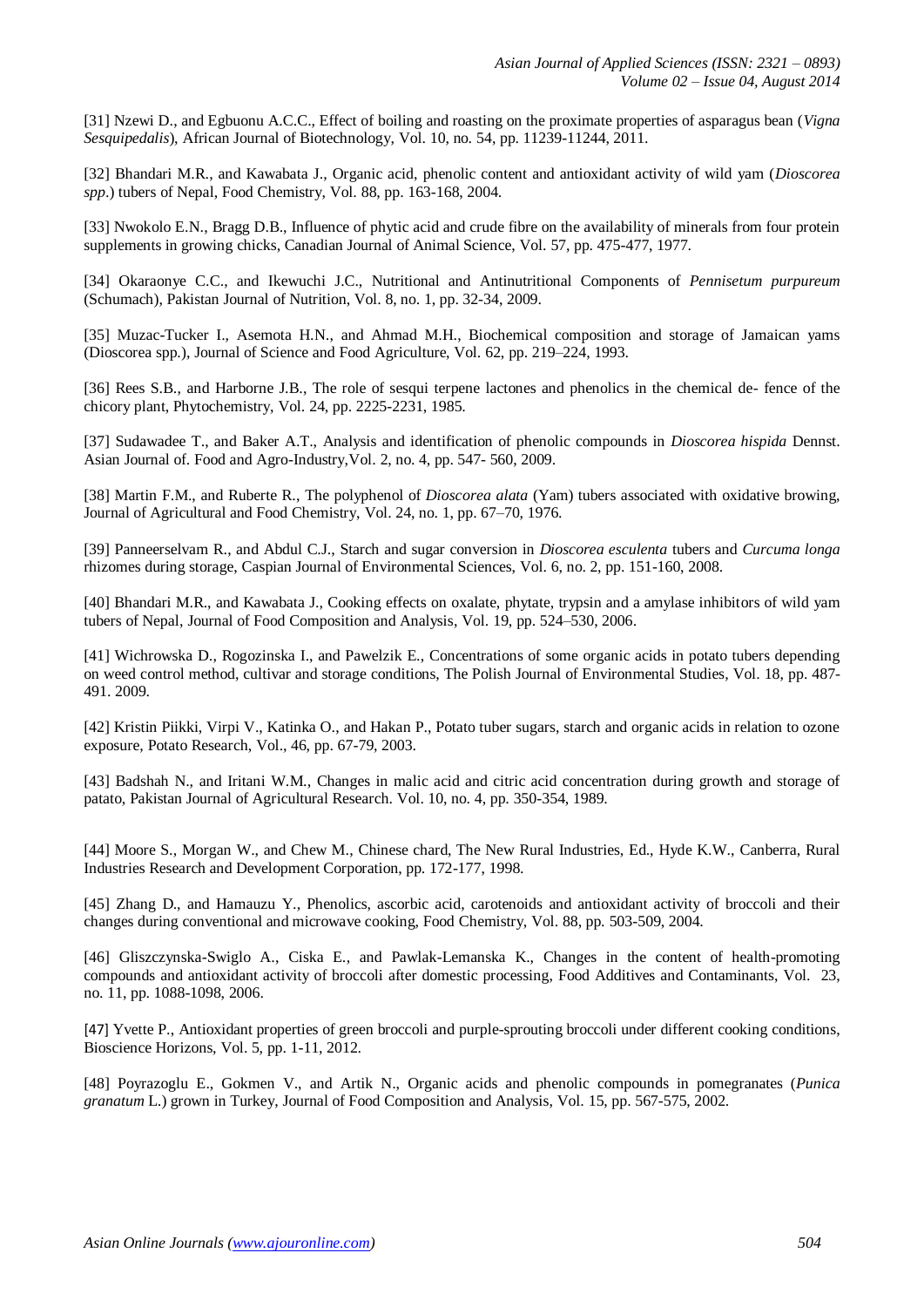[31] Nzewi D., and Egbuonu A.C.C., Effect of boiling and roasting on the proximate properties of asparagus bean (*Vigna Sesquipedalis*), African Journal of Biotechnology, Vol. 10, no. 54, pp. 11239-11244, 2011.

[32] Bhandari M.R., and Kawabata J., Organic acid, phenolic content and antioxidant activity of wild yam (*Dioscorea spp.*) tubers of Nepal, Food Chemistry, Vol. 88, pp. 163-168, 2004.

[33] Nwokolo E.N., Bragg D.B., Influence of phytic acid and crude fibre on the availability of minerals from four protein supplements in growing chicks, Canadian Journal of Animal Science, Vol. 57, pp. 475-477, 1977.

[34] Okaraonye C.C., and Ikewuchi J.C., Nutritional and Antinutritional Components of *Pennisetum purpureum* (Schumach), Pakistan Journal of Nutrition, Vol. 8, no. 1, pp. 32-34, 2009.

[35] Muzac-Tucker I., Asemota H.N., and Ahmad M.H., Biochemical composition and storage of Jamaican yams (Dioscorea spp.), Journal of Science and Food Agriculture, Vol. 62, pp. 219–224, 1993.

[36] Rees S.B., and Harborne J.B., The role of sesqui terpene lactones and phenolics in the chemical de- fence of the chicory plant, Phytochemistry, Vol. 24, pp. 2225-2231, 1985.

[37] Sudawadee T., and Baker A.T., Analysis and identification of phenolic compounds in *Dioscorea hispida* Dennst. Asian Journal of. Food and Agro-Industry,Vol. 2, no. 4, pp. 547- 560, 2009.

[38] Martin F.M., and Ruberte R., The polyphenol of *Dioscorea alata* (Yam) tubers associated with oxidative browing, Journal of Agricultural and Food Chemistry, Vol. 24, no. 1, pp. 67–70, 1976.

[39] Panneerselvam R., and Abdul C.J., Starch and sugar conversion in *Dioscorea esculenta* tubers and *Curcuma longa* rhizomes during storage, Caspian Journal of Environmental Sciences, Vol. 6, no. 2, pp. 151-160, 2008.

[40] Bhandari M.R., and Kawabata J., Cooking effects on oxalate, phytate, trypsin and a amylase inhibitors of wild yam tubers of Nepal, Journal of Food Composition and Analysis, Vol. 19, pp. 524–530, 2006.

[41] Wichrowska D., Rogozinska I., and Pawelzik E., Concentrations of some organic acids in potato tubers depending on weed control method, cultivar and storage conditions, The Polish Journal of Environmental Studies, Vol. 18, pp. 487-491. 2009.

[42] Kristin Piikki, Virpi V., Katinka O., and Hakan P., Potato tuber sugars, starch and organic acids in relation to ozone exposure, Potato Research, Vol., 46, pp. 67-79, 2003.

[43] Badshah N., and Iritani W.M., Changes in malic acid and citric acid concentration during growth and storage of patato, Pakistan Journal of Agricultural Research. Vol. 10, no. 4, pp. 350-354, 1989.

[44] Moore S., Morgan W., and Chew M., Chinese chard, The New Rural Industries, Ed., Hyde K.W., Canberra, Rural Industries Research and Development Corporation, pp. 172-177, 1998.

[45] Zhang D., and Hamauzu Y., Phenolics, ascorbic acid, carotenoids and antioxidant activity of broccoli and their changes during conventional and microwave cooking, Food Chemistry, Vol. 88, pp. 503-509, 2004.

[46] Gliszczynska-Swiglo A., Ciska E., and Pawlak-Lemanska K., Changes in the content of health-promoting compounds and antioxidant activity of broccoli after domestic processing, Food Additives and Contaminants, Vol. 23, no. 11, pp. 1088-1098, 2006.

[47] Yvette P., Antioxidant properties of green broccoli and purple-sprouting broccoli under different cooking conditions, Bioscience Horizons, Vol. 5, pp. 1-11, 2012.

[48] Poyrazoglu E., Gokmen V., and Artik N., Organic acids and phenolic compounds in pomegranates (*Punica granatum* L.) grown in Turkey, Journal of Food Composition and Analysis, Vol. 15, pp. 567-575, 2002.